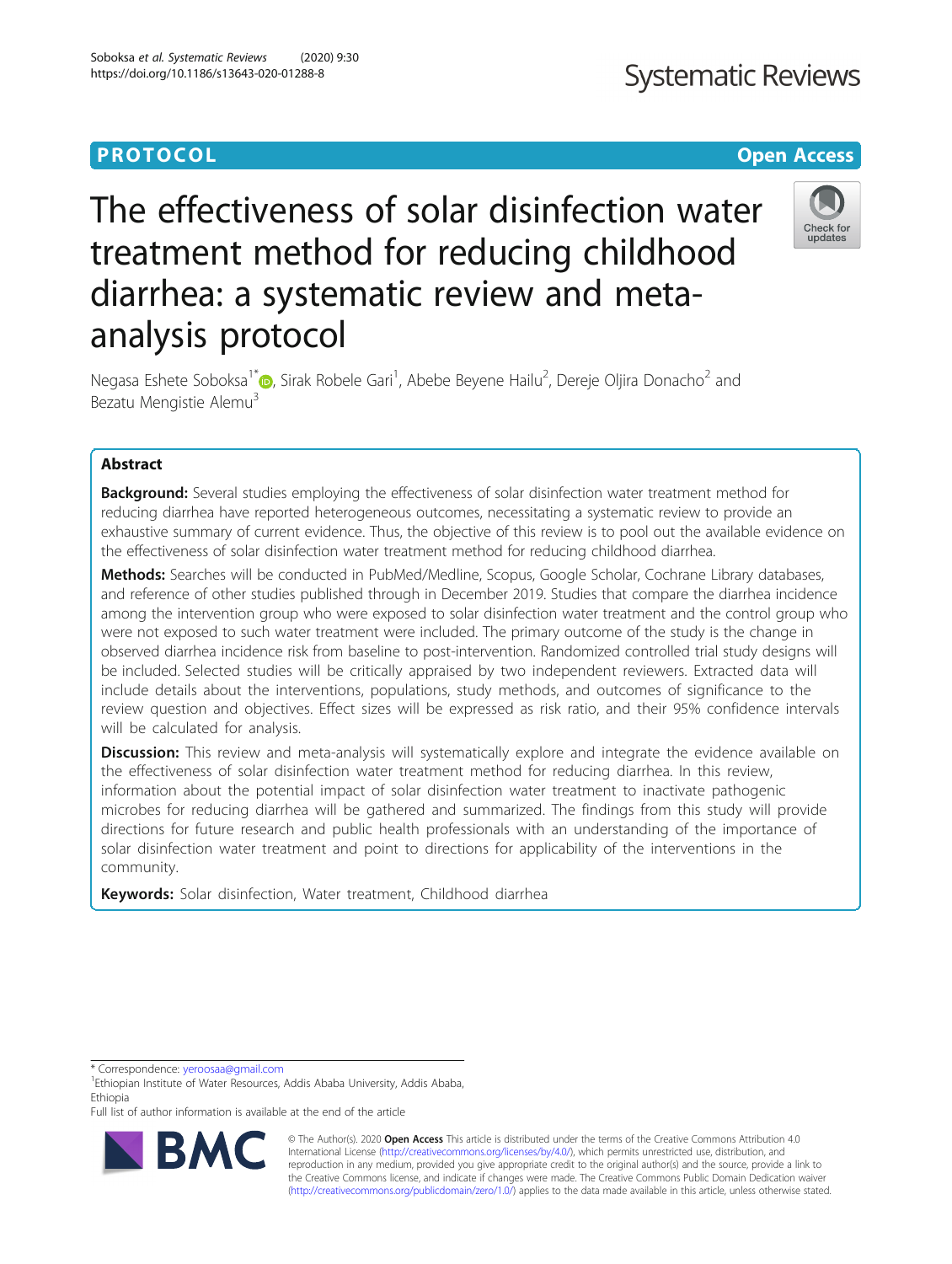PROTOCOL

Open Access

# The effectiveness of solar disinfection water treatment method for reducing childhood diarrhea: a systematic review and meta-analysis protocol

Negasa Eshete Soboksa[1*], Sirak Robele Gari[1], Abebe Beyene Hailu[2], Dereje Oljira Donacho[2] and Bezatu Mengistie Alemu[3]

## Abstract

**Background:** Several studies employing the effectiveness of solar disinfection water treatment method for reducing diarrhea have reported heterogeneous outcomes, necessitating a systematic review to provide an exhaustive summary of current evidence. Thus, the objective of this review is to pool out the available evidence on the effectiveness of solar disinfection water treatment method for reducing childhood diarrhea.

**Methods:** Searches will be conducted in PubMed/Medline, Scopus, Google Scholar, Cochrane Library databases, and reference of other studies published through in December 2019. Studies that compare the diarrhea incidence among the intervention group who were exposed to solar disinfection water treatment and the control group who were not exposed to such water treatment were included. The primary outcome of the study is the change in observed diarrhea incidence risk from baseline to post-intervention. Randomized controlled trial study designs will be included. Selected studies will be critically appraised by two independent reviewers. Extracted data will include details about the interventions, populations, study methods, and outcomes of significance to the review question and objectives. Effect sizes will be expressed as risk ratio, and their 95% confidence intervals will be calculated for analysis.

**Discussion:** This review and meta-analysis will systematically explore and integrate the evidence available on the effectiveness of solar disinfection water treatment method for reducing diarrhea. In this review, information about the potential impact of solar disinfection water treatment to inactivate pathogenic microbes for reducing diarrhea will be gathered and summarized. The findings from this study will provide directions for future research and public health professionals with an understanding of the importance of solar disinfection water treatment and point to directions for applicability of the interventions in the community.

**Keywords:** Solar disinfection, Water treatment, Childhood diarrhea

\* Correspondence: yeroosaa@gmail.com

[1]Ethiopian Institute of Water Resources, Addis Ababa University, Addis Ababa, Ethiopia

Full list of author information is available at the end of the article

© The Author(s). 2020 **Open Access** This article is distributed under the terms of the Creative Commons Attribution 4.0 International License (http://creativecommons.org/licenses/by/4.0/), which permits unrestricted use, distribution, and reproduction in any medium, provided you give appropriate credit to the original author(s) and the source, provide a link to the Creative Commons license, and indicate if changes were made. The Creative Commons Public Domain Dedication waiver (http://creativecommons.org/publicdomain/zero/1.0/) applies to the data made available in this article, unless otherwise stated.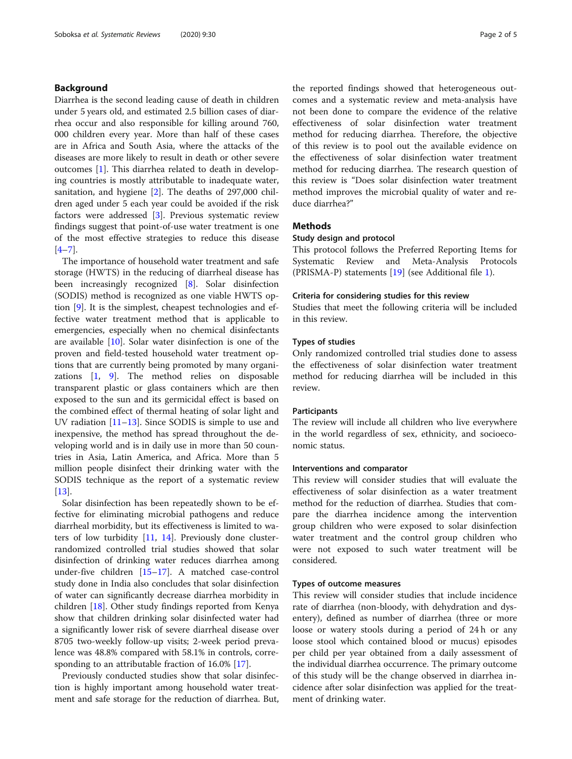## Background

Diarrhea is the second leading cause of death in children under 5 years old, and estimated 2.5 billion cases of diarrhea occur and also responsible for killing around 760, 000 children every year. More than half of these cases are in Africa and South Asia, where the attacks of the diseases are more likely to result in death or other severe outcomes [1]. This diarrhea related to death in developing countries is mostly attributable to inadequate water, sanitation, and hygiene [2]. The deaths of 297,000 children aged under 5 each year could be avoided if the risk factors were addressed [3]. Previous systematic review findings suggest that point-of-use water treatment is one of the most effective strategies to reduce this disease [4–7].

The importance of household water treatment and safe storage (HWTS) in the reducing of diarrheal disease has been increasingly recognized [8]. Solar disinfection (SODIS) method is recognized as one viable HWTS option [9]. It is the simplest, cheapest technologies and effective water treatment method that is applicable to emergencies, especially when no chemical disinfectants are available [10]. Solar water disinfection is one of the proven and field-tested household water treatment options that are currently being promoted by many organizations [1, 9]. The method relies on disposable transparent plastic or glass containers which are then exposed to the sun and its germicidal effect is based on the combined effect of thermal heating of solar light and UV radiation [11–13]. Since SODIS is simple to use and inexpensive, the method has spread throughout the developing world and is in daily use in more than 50 countries in Asia, Latin America, and Africa. More than 5 million people disinfect their drinking water with the SODIS technique as the report of a systematic review [13].

Solar disinfection has been repeatedly shown to be effective for eliminating microbial pathogens and reduce diarrheal morbidity, but its effectiveness is limited to waters of low turbidity [11, 14]. Previously done cluster-randomized controlled trial studies showed that solar disinfection of drinking water reduces diarrhea among under-five children [15–17]. A matched case-control study done in India also concludes that solar disinfection of water can significantly decrease diarrhea morbidity in children [18]. Other study findings reported from Kenya show that children drinking solar disinfected water had a significantly lower risk of severe diarrheal disease over 8705 two-weekly follow-up visits; 2-week period prevalence was 48.8% compared with 58.1% in controls, corresponding to an attributable fraction of 16.0% [17].

Previously conducted studies show that solar disinfection is highly important among household water treatment and safe storage for the reduction of diarrhea. But, the reported findings showed that heterogeneous outcomes and a systematic review and meta-analysis have not been done to compare the evidence of the relative effectiveness of solar disinfection water treatment method for reducing diarrhea. Therefore, the objective of this review is to pool out the available evidence on the effectiveness of solar disinfection water treatment method for reducing diarrhea. The research question of this review is "Does solar disinfection water treatment method improves the microbial quality of water and reduce diarrhea?"

## Methods

### Study design and protocol

This protocol follows the Preferred Reporting Items for Systematic Review and Meta-Analysis Protocols (PRISMA-P) statements [19] (see Additional file 1).

### Criteria for considering studies for this review

Studies that meet the following criteria will be included in this review.

### Types of studies

Only randomized controlled trial studies done to assess the effectiveness of solar disinfection water treatment method for reducing diarrhea will be included in this review.

### Participants

The review will include all children who live everywhere in the world regardless of sex, ethnicity, and socioeconomic status.

### Interventions and comparator

This review will consider studies that will evaluate the effectiveness of solar disinfection as a water treatment method for the reduction of diarrhea. Studies that compare the diarrhea incidence among the intervention group children who were exposed to solar disinfection water treatment and the control group children who were not exposed to such water treatment will be considered.

### Types of outcome measures

This review will consider studies that include incidence rate of diarrhea (non-bloody, with dehydration and dysentery), defined as number of diarrhea (three or more loose or watery stools during a period of 24 h or any loose stool which contained blood or mucus) episodes per child per year obtained from a daily assessment of the individual diarrhea occurrence. The primary outcome of this study will be the change observed in diarrhea incidence after solar disinfection was applied for the treatment of drinking water.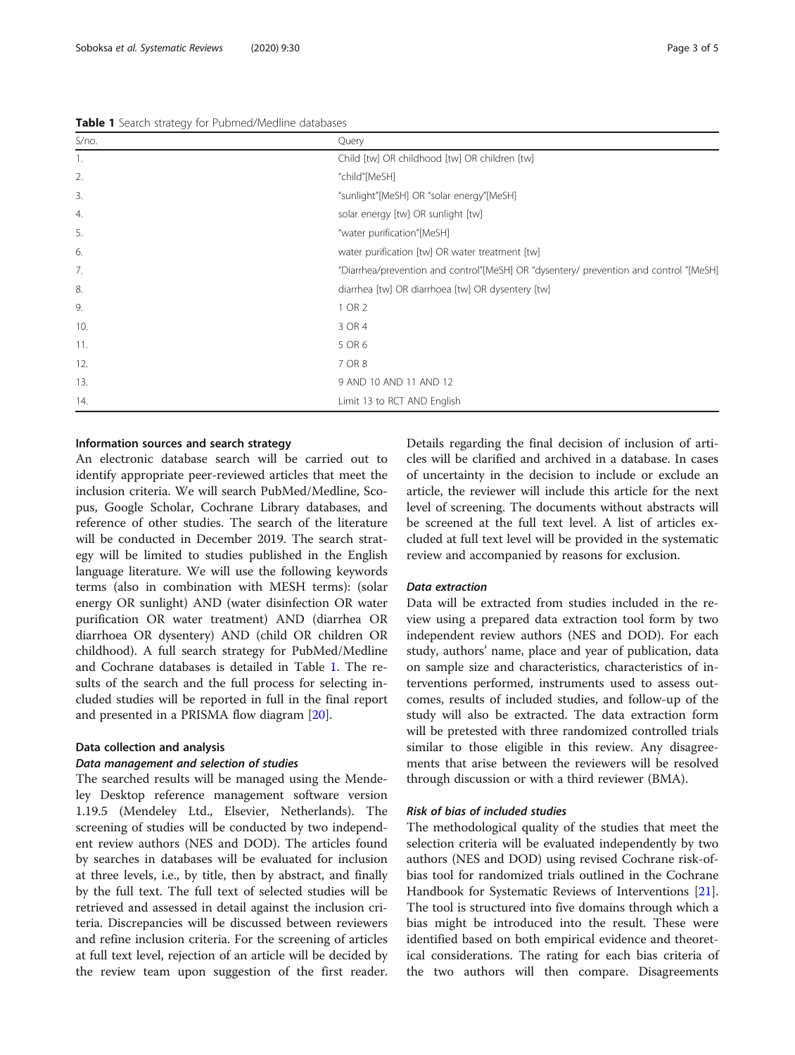**Table 1** Search strategy for Pubmed/Medline databases

| S/no. | Query |
|---|---|
| 1. | Child [tw] OR childhood [tw] OR children [tw] |
| 2. | "child"[MeSH] |
| 3. | "sunlight"[MeSH] OR "solar energy"[MeSH] |
| 4. | solar energy [tw] OR sunlight [tw] |
| 5. | "water purification"[MeSH] |
| 6. | water purification [tw] OR water treatment [tw] |
| 7. | "Diarrhea/prevention and control"[MeSH] OR "dysentery/ prevention and control "[MeSH] |
| 8. | diarrhea [tw] OR diarrhoea [tw] OR dysentery [tw] |
| 9. | 1 OR 2 |
| 10. | 3 OR 4 |
| 11. | 5 OR 6 |
| 12. | 7 OR 8 |
| 13. | 9 AND 10 AND 11 AND 12 |
| 14. | Limit 13 to RCT AND English |

### Information sources and search strategy

An electronic database search will be carried out to identify appropriate peer-reviewed articles that meet the inclusion criteria. We will search PubMed/Medline, Scopus, Google Scholar, Cochrane Library databases, and reference of other studies. The search of the literature will be conducted in December 2019. The search strategy will be limited to studies published in the English language literature. We will use the following keywords terms (also in combination with MESH terms): (solar energy OR sunlight) AND (water disinfection OR water purification OR water treatment) AND (diarrhea OR diarrhoea OR dysentery) AND (child OR children OR childhood). A full search strategy for PubMed/Medline and Cochrane databases is detailed in Table 1. The results of the search and the full process for selecting included studies will be reported in full in the final report and presented in a PRISMA flow diagram [20].

### Data collection and analysis

#### *Data management and selection of studies*

The searched results will be managed using the Mendeley Desktop reference management software version 1.19.5 (Mendeley Ltd., Elsevier, Netherlands). The screening of studies will be conducted by two independent review authors (NES and DOD). The articles found by searches in databases will be evaluated for inclusion at three levels, i.e., by title, then by abstract, and finally by the full text. The full text of selected studies will be retrieved and assessed in detail against the inclusion criteria. Discrepancies will be discussed between reviewers and refine inclusion criteria. For the screening of articles at full text level, rejection of an article will be decided by the review team upon suggestion of the first reader. Details regarding the final decision of inclusion of articles will be clarified and archived in a database. In cases of uncertainty in the decision to include or exclude an article, the reviewer will include this article for the next level of screening. The documents without abstracts will be screened at the full text level. A list of articles excluded at full text level will be provided in the systematic review and accompanied by reasons for exclusion.

#### *Data extraction*

Data will be extracted from studies included in the review using a prepared data extraction tool form by two independent review authors (NES and DOD). For each study, authors' name, place and year of publication, data on sample size and characteristics, characteristics of interventions performed, instruments used to assess outcomes, results of included studies, and follow-up of the study will also be extracted. The data extraction form will be pretested with three randomized controlled trials similar to those eligible in this review. Any disagreements that arise between the reviewers will be resolved through discussion or with a third reviewer (BMA).

#### *Risk of bias of included studies*

The methodological quality of the studies that meet the selection criteria will be evaluated independently by two authors (NES and DOD) using revised Cochrane risk-of-bias tool for randomized trials outlined in the Cochrane Handbook for Systematic Reviews of Interventions [21]. The tool is structured into five domains through which a bias might be introduced into the result. These were identified based on both empirical evidence and theoretical considerations. The rating for each bias criteria of the two authors will then compare. Disagreements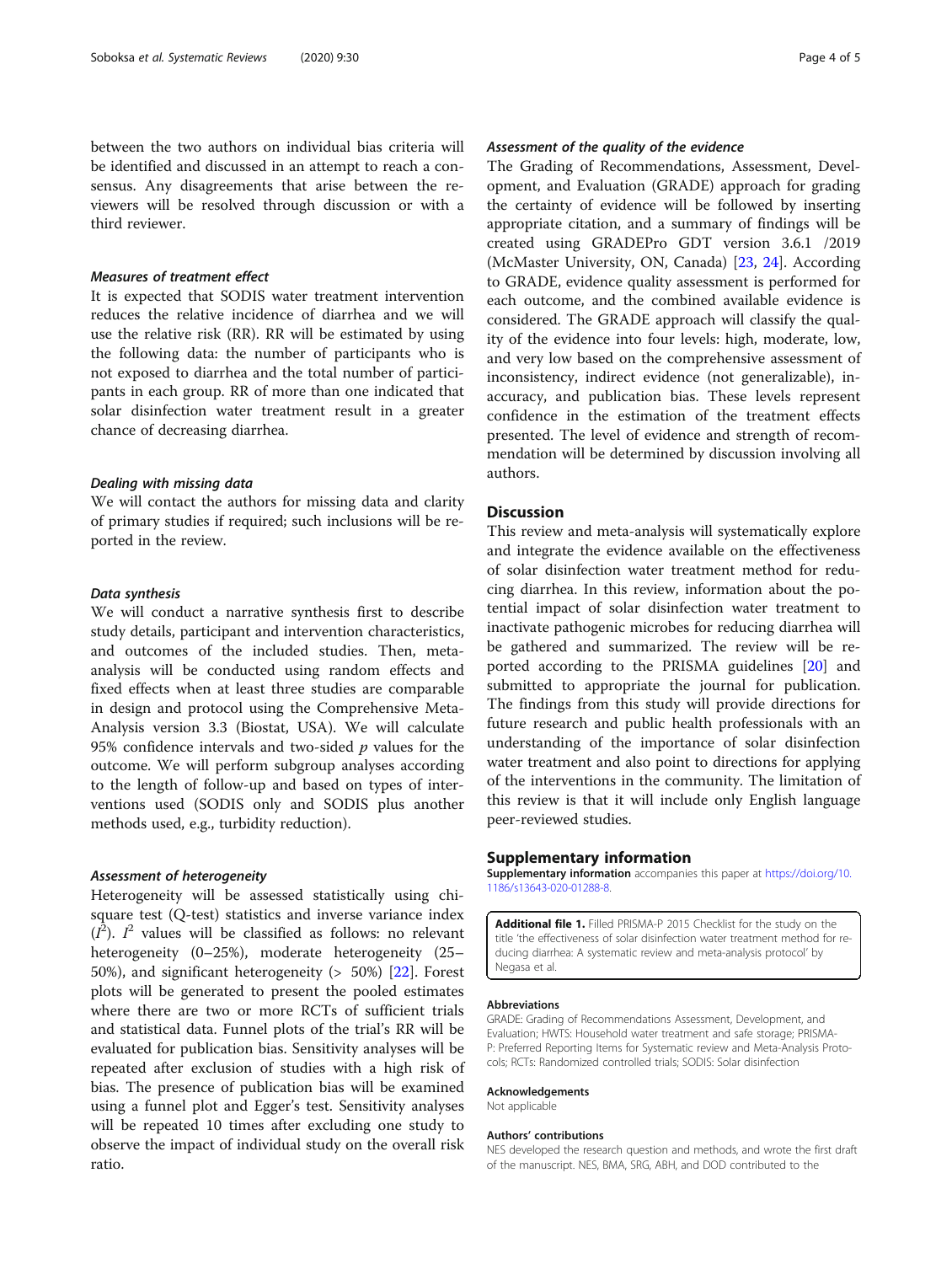between the two authors on individual bias criteria will be identified and discussed in an attempt to reach a consensus. Any disagreements that arise between the reviewers will be resolved through discussion or with a third reviewer.

#### *Measures of treatment effect*

It is expected that SODIS water treatment intervention reduces the relative incidence of diarrhea and we will use the relative risk (RR). RR will be estimated by using the following data: the number of participants who is not exposed to diarrhea and the total number of participants in each group. RR of more than one indicated that solar disinfection water treatment result in a greater chance of decreasing diarrhea.

#### *Dealing with missing data*

We will contact the authors for missing data and clarity of primary studies if required; such inclusions will be reported in the review.

#### *Data synthesis*

We will conduct a narrative synthesis first to describe study details, participant and intervention characteristics, and outcomes of the included studies. Then, meta-analysis will be conducted using random effects and fixed effects when at least three studies are comparable in design and protocol using the Comprehensive Meta-Analysis version 3.3 (Biostat, USA). We will calculate 95% confidence intervals and two-sided $p$ values for the outcome. We will perform subgroup analyses according to the length of follow-up and based on types of interventions used (SODIS only and SODIS plus another methods used, e.g., turbidity reduction).

#### *Assessment of heterogeneity*

Heterogeneity will be assessed statistically using chi-square test (Q-test) statistics and inverse variance index ($I^2$). $I^2$ values will be classified as follows: no relevant heterogeneity (0–25%), moderate heterogeneity (25–50%), and significant heterogeneity (> 50%) [22]. Forest plots will be generated to present the pooled estimates where there are two or more RCTs of sufficient trials and statistical data. Funnel plots of the trial's RR will be evaluated for publication bias. Sensitivity analyses will be repeated after exclusion of studies with a high risk of bias. The presence of publication bias will be examined using a funnel plot and Egger's test. Sensitivity analyses will be repeated 10 times after excluding one study to observe the impact of individual study on the overall risk ratio.

#### *Assessment of the quality of the evidence*

The Grading of Recommendations, Assessment, Development, and Evaluation (GRADE) approach for grading the certainty of evidence will be followed by inserting appropriate citation, and a summary of findings will be created using GRADEPro GDT version 3.6.1 /2019 (McMaster University, ON, Canada) [23, 24]. According to GRADE, evidence quality assessment is performed for each outcome, and the combined available evidence is considered. The GRADE approach will classify the quality of the evidence into four levels: high, moderate, low, and very low based on the comprehensive assessment of inconsistency, indirect evidence (not generalizable), inaccuracy, and publication bias. These levels represent confidence in the estimation of the treatment effects presented. The level of evidence and strength of recommendation will be determined by discussion involving all authors.

## Discussion

This review and meta-analysis will systematically explore and integrate the evidence available on the effectiveness of solar disinfection water treatment method for reducing diarrhea. In this review, information about the potential impact of solar disinfection water treatment to inactivate pathogenic microbes for reducing diarrhea will be gathered and summarized. The review will be reported according to the PRISMA guidelines [20] and submitted to appropriate the journal for publication. The findings from this study will provide directions for future research and public health professionals with an understanding of the importance of solar disinfection water treatment and also point to directions for applying of the interventions in the community. The limitation of this review is that it will include only English language peer-reviewed studies.

## Supplementary information

**Supplementary information** accompanies this paper at https://doi.org/10.1186/s13643-020-01288-8.

**Additional file 1.** Filled PRISMA-P 2015 Checklist for the study on the title 'the effectiveness of solar disinfection water treatment method for reducing diarrhea: A systematic review and meta-analysis protocol' by Negasa et al.

#### Abbreviations

GRADE: Grading of Recommendations Assessment, Development, and Evaluation; HWTS: Household water treatment and safe storage; PRISMA-P: Preferred Reporting Items for Systematic review and Meta-Analysis Protocols; RCTs: Randomized controlled trials; SODIS: Solar disinfection

#### Acknowledgements

Not applicable

#### Authors' contributions

NES developed the research question and methods, and wrote the first draft of the manuscript. NES, BMA, SRG, ABH, and DOD contributed to the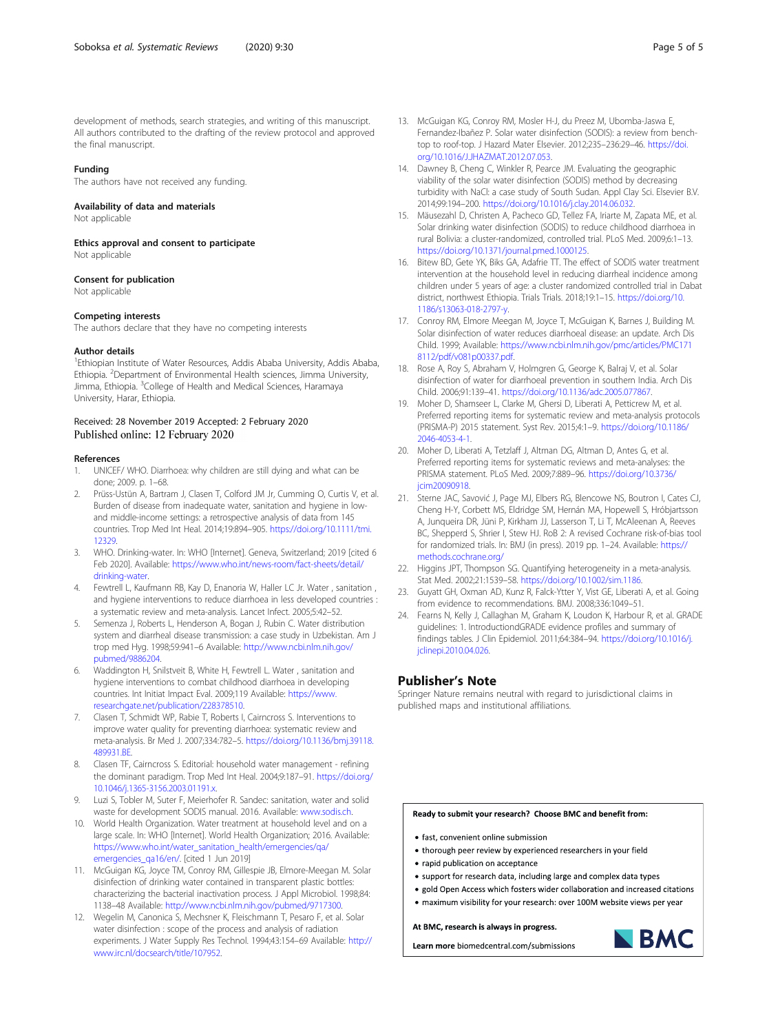development of methods, search strategies, and writing of this manuscript. All authors contributed to the drafting of the review protocol and approved the final manuscript.

### Funding

The authors have not received any funding.

### Availability of data and materials

Not applicable

### Ethics approval and consent to participate

Not applicable

### Consent for publication

Not applicable

### Competing interests

The authors declare that they have no competing interests

### Author details

[1]Ethiopian Institute of Water Resources, Addis Ababa University, Addis Ababa, Ethiopia. [2]Department of Environmental Health sciences, Jimma University, Jimma, Ethiopia. [3]College of Health and Medical Sciences, Haramaya University, Harar, Ethiopia.

Received: 28 November 2019 Accepted: 2 February 2020
Published online: 12 February 2020

### References

1. UNICEF/ WHO. Diarrhoea: why children are still dying and what can be done; 2009. p. 1–68.
2. Prüss-Ustün A, Bartram J, Clasen T, Colford JM Jr, Cumming O, Curtis V, et al. Burden of disease from inadequate water, sanitation and hygiene in low- and middle-income settings: a retrospective analysis of data from 145 countries. Trop Med Int Heal. 2014;19:894–905. https://doi.org/10.1111/tmi.12329.
3. WHO. Drinking-water. In: WHO [Internet]. Geneva, Switzerland; 2019 [cited 6 Feb 2020]. Available: https://www.who.int/news-room/fact-sheets/detail/drinking-water.
4. Fewtrell L, Kaufmann RB, Kay D, Enanoria W, Haller LC Jr. Water , sanitation , and hygiene interventions to reduce diarrhoea in less developed countries : a systematic review and meta-analysis. Lancet Infect. 2005;5:42–52.
5. Semenza J, Roberts L, Henderson A, Bogan J, Rubin C. Water distribution system and diarrheal disease transmission: a case study in Uzbekistan. Am J trop med Hyg. 1998;59:941–6 Available: http://www.ncbi.nlm.nih.gov/pubmed/9886204.
6. Waddington H, Snilstveit B, White H, Fewtrell L. Water , sanitation and hygiene interventions to combat childhood diarrhoea in developing countries. Int Initiat Impact Eval. 2009;119 Available: https://www.researchgate.net/publication/228378510.
7. Clasen T, Schmidt WP, Rabie T, Roberts I, Cairncross S. Interventions to improve water quality for preventing diarrhoea: systematic review and meta-analysis. Br Med J. 2007;334:782–5. https://doi.org/10.1136/bmj.39118.489931.BE.
8. Clasen TF, Cairncross S. Editorial: household water management - refining the dominant paradigm. Trop Med Int Heal. 2004;9:187–91. https://doi.org/10.1046/j.1365-3156.2003.01191.x.
9. Luzi S, Tobler M, Suter F, Meierhofer R. Sandec: sanitation, water and solid waste for development SODIS manual. 2016. Available: www.sodis.ch.
10. World Health Organization. Water treatment at household level and on a large scale. In: WHO [Internet]. World Health Organization; 2016. Available: https://www.who.int/water_sanitation_health/emergencies/qa/emergencies_qa16/en/. [cited 1 Jun 2019]
11. McGuigan KG, Joyce TM, Conroy RM, Gillespie JB, Elmore-Meegan M. Solar disinfection of drinking water contained in transparent plastic bottles: characterizing the bacterial inactivation process. J Appl Microbiol. 1998;84:1138–48 Available: http://www.ncbi.nlm.nih.gov/pubmed/9717300.
12. Wegelin M, Canonica S, Mechsner K, Fleischmann T, Pesaro F, et al. Solar water disinfection : scope of the process and analysis of radiation experiments. J Water Supply Res Technol. 1994;43:154–69 Available: http://www.irc.nl/docsearch/title/107952.
13. McGuigan KG, Conroy RM, Mosler H-J, du Preez M, Ubomba-Jaswa E, Fernandez-Ibañez P. Solar water disinfection (SODIS): a review from bench-top to roof-top. J Hazard Mater Elsevier. 2012;235–236:29–46. https://doi.org/10.1016/J.JHAZMAT.2012.07.053.
14. Dawney B, Cheng C, Winkler R, Pearce JM. Evaluating the geographic viability of the solar water disinfection (SODIS) method by decreasing turbidity with NaCl: a case study of South Sudan. Appl Clay Sci. Elsevier B.V. 2014;99:194–200. https://doi.org/10.1016/j.clay.2014.06.032.
15. Mäusezahl D, Christen A, Pacheco GD, Tellez FA, Iriarte M, Zapata ME, et al. Solar drinking water disinfection (SODIS) to reduce childhood diarrhoea in rural Bolivia: a cluster-randomized, controlled trial. PLoS Med. 2009;6:1–13. https://doi.org/10.1371/journal.pmed.1000125.
16. Bitew BD, Gete YK, Biks GA, Adafrie TT. The effect of SODIS water treatment intervention at the household level in reducing diarrheal incidence among children under 5 years of age: a cluster randomized controlled trial in Dabat district, northwest Ethiopia. Trials Trials. 2018;19:1–15. https://doi.org/10.1186/s13063-018-2797-y.
17. Conroy RM, Elmore Meegan M, Joyce T, McGuigan K, Barnes J, Building M. Solar disinfection of water reduces diarrhoeal disease: an update. Arch Dis Child. 1999; Available: https://www.ncbi.nlm.nih.gov/pmc/articles/PMC1718112/pdf/v081p00337.pdf.
18. Rose A, Roy S, Abraham V, Holmgren G, George K, Balraj V, et al. Solar disinfection of water for diarrhoeal prevention in southern India. Arch Dis Child. 2006;91:139–41. https://doi.org/10.1136/adc.2005.077867.
19. Moher D, Shamseer L, Clarke M, Ghersi D, Liberati A, Petticrew M, et al. Preferred reporting items for systematic review and meta-analysis protocols (PRISMA-P) 2015 statement. Syst Rev. 2015;4:1–9. https://doi.org/10.1186/2046-4053-4-1.
20. Moher D, Liberati A, Tetzlaff J, Altman DG, Altman D, Antes G, et al. Preferred reporting items for systematic reviews and meta-analyses: the PRISMA statement. PLoS Med. 2009;7:889–96. https://doi.org/10.3736/jcim20090918.
21. Sterne JAC, Savović J, Page MJ, Elbers RG, Blencowe NS, Boutron I, Cates CJ, Cheng H-Y, Corbett MS, Eldridge SM, Hernán MA, Hopewell S, Hróbjartsson A, Junqueira DR, Jüni P, Kirkham JJ, Lasserson T, Li T, McAleenan A, Reeves BC, Shepperd S, Shrier I, Stew HJ. RoB 2: A revised Cochrane risk-of-bias tool for randomized trials. In: BMJ (in press). 2019 pp. 1–24. Available: https://methods.cochrane.org/
22. Higgins JPT, Thompson SG. Quantifying heterogeneity in a meta-analysis. Stat Med. 2002;21:1539–58. https://doi.org/10.1002/sim.1186.
23. Guyatt GH, Oxman AD, Kunz R, Falck-Ytter Y, Vist GE, Liberati A, et al. Going from evidence to recommendations. BMJ. 2008;336:1049–51.
24. Fearns N, Kelly J, Callaghan M, Graham K, Loudon K, Harbour R, et al. GRADE guidelines: 1. IntroductiondGRADE evidence profiles and summary of findings tables. J Clin Epidemiol. 2011;64:384–94. https://doi.org/10.1016/j.jclinepi.2010.04.026.

## Publisher's Note

Springer Nature remains neutral with regard to jurisdictional claims in published maps and institutional affiliations.

**Ready to submit your research? Choose BMC and benefit from:**

- fast, convenient online submission
- thorough peer review by experienced researchers in your field
- rapid publication on acceptance
- support for research data, including large and complex data types
- gold Open Access which fosters wider collaboration and increased citations
- maximum visibility for your research: over 100M website views per year

**At BMC, research is always in progress.**

**Learn more** biomedcentral.com/submissions

BMC